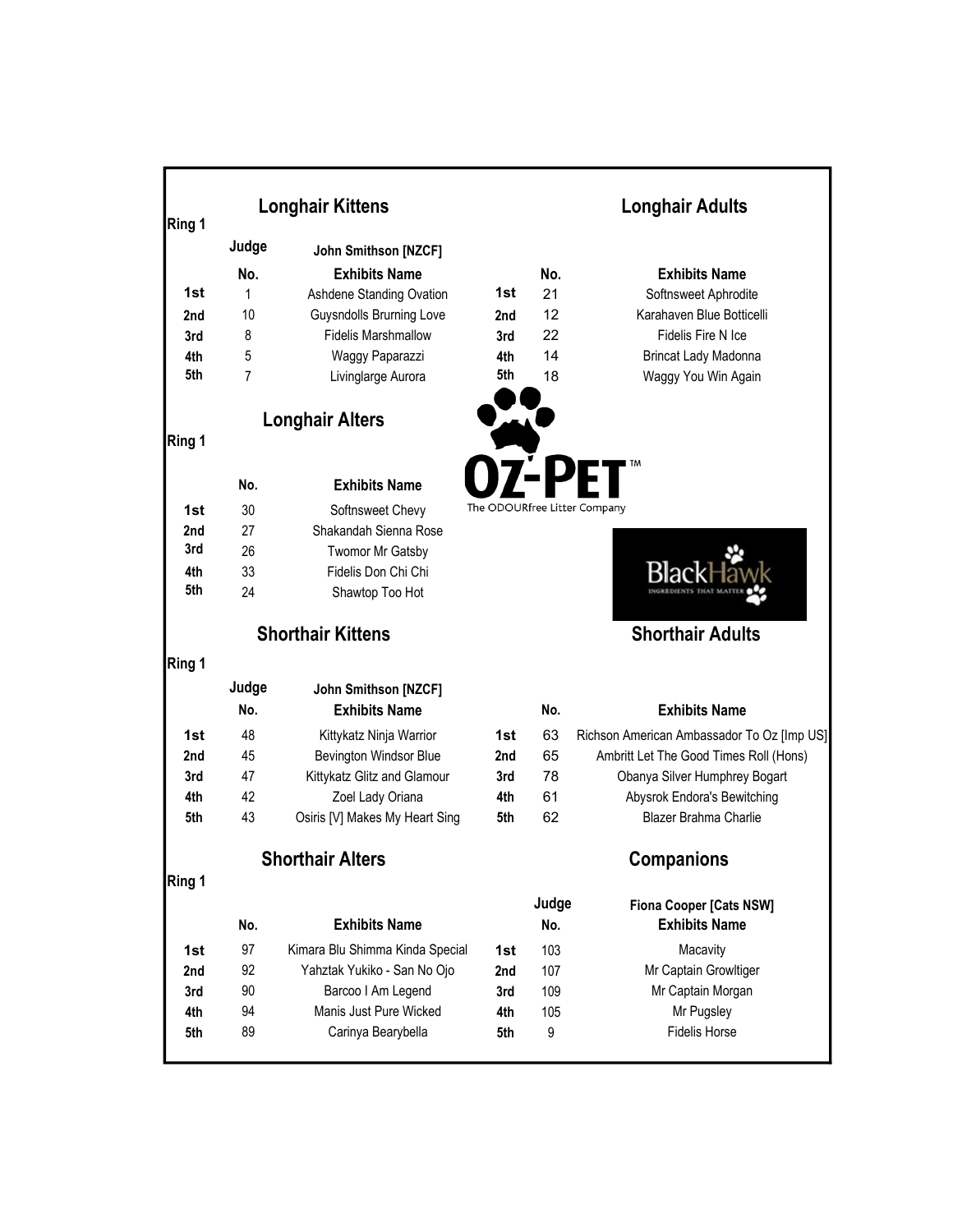## Longhair Kittens

Ring 1

Judge: John Smithson [NZCF]

| Place | No. | Exhibits Name |
| --- | --- | --- |
| 1st | 1 | Ashdene Standing Ovation |
| 2nd | 10 | Guysndolls Brurning Love |
| 3rd | 8 | Fidelis Marshmallow |
| 4th | 5 | Waggy Paparazzi |
| 5th | 7 | Livinglarge Aurora |

## Longhair Adults

| Place | No. | Exhibits Name |
| --- | --- | --- |
| 1st | 21 | Softnsweet Aphrodite |
| 2nd | 12 | Karahaven Blue Botticelli |
| 3rd | 22 | Fidelis Fire N Ice |
| 4th | 14 | Brincat Lady Madonna |
| 5th | 18 | Waggy You Win Again |

## Longhair Alters

Ring 1

| Place | No. | Exhibits Name |
| --- | --- | --- |
| 1st | 30 | Softnsweet Chevy |
| 2nd | 27 | Shakandah Sienna Rose |
| 3rd | 26 | Twomor Mr Gatsby |
| 4th | 33 | Fidelis Don Chi Chi |
| 5th | 24 | Shawtop Too Hot |

OZ-PET™ The ODOURfree Litter Company

BlackHawk INGREDIENTS THAT MATTER

## Shorthair Kittens

Ring 1

Judge: John Smithson [NZCF]

| Place | No. | Exhibits Name |
| --- | --- | --- |
| 1st | 48 | Kittykatz Ninja Warrior |
| 2nd | 45 | Bevington Windsor Blue |
| 3rd | 47 | Kittykatz Glitz and Glamour |
| 4th | 42 | Zoel Lady Oriana |
| 5th | 43 | Osiris [V] Makes My Heart Sing |

## Shorthair Adults

| Place | No. | Exhibits Name |
| --- | --- | --- |
| 1st | 63 | Richson American Ambassador To Oz [Imp US] |
| 2nd | 65 | Ambritt Let The Good Times Roll (Hons) |
| 3rd | 78 | Obanya Silver Humphrey Bogart |
| 4th | 61 | Abysrok Endora's Bewitching |
| 5th | 62 | Blazer Brahma Charlie |

## Shorthair Alters

Ring 1

| Place | No. | Exhibits Name |
| --- | --- | --- |
| 1st | 97 | Kimara Blu Shimma Kinda Special |
| 2nd | 92 | Yahztak Yukiko - San No Ojo |
| 3rd | 90 | Barcoo I Am Legend |
| 4th | 94 | Manis Just Pure Wicked |
| 5th | 89 | Carinya Bearybella |

## Companions

Judge: Fiona Cooper [Cats NSW]

| Place | No. | Exhibits Name |
| --- | --- | --- |
| 1st | 103 | Macavity |
| 2nd | 107 | Mr Captain Growltiger |
| 3rd | 109 | Mr Captain Morgan |
| 4th | 105 | Mr Pugsley |
| 5th | 9 | Fidelis Horse |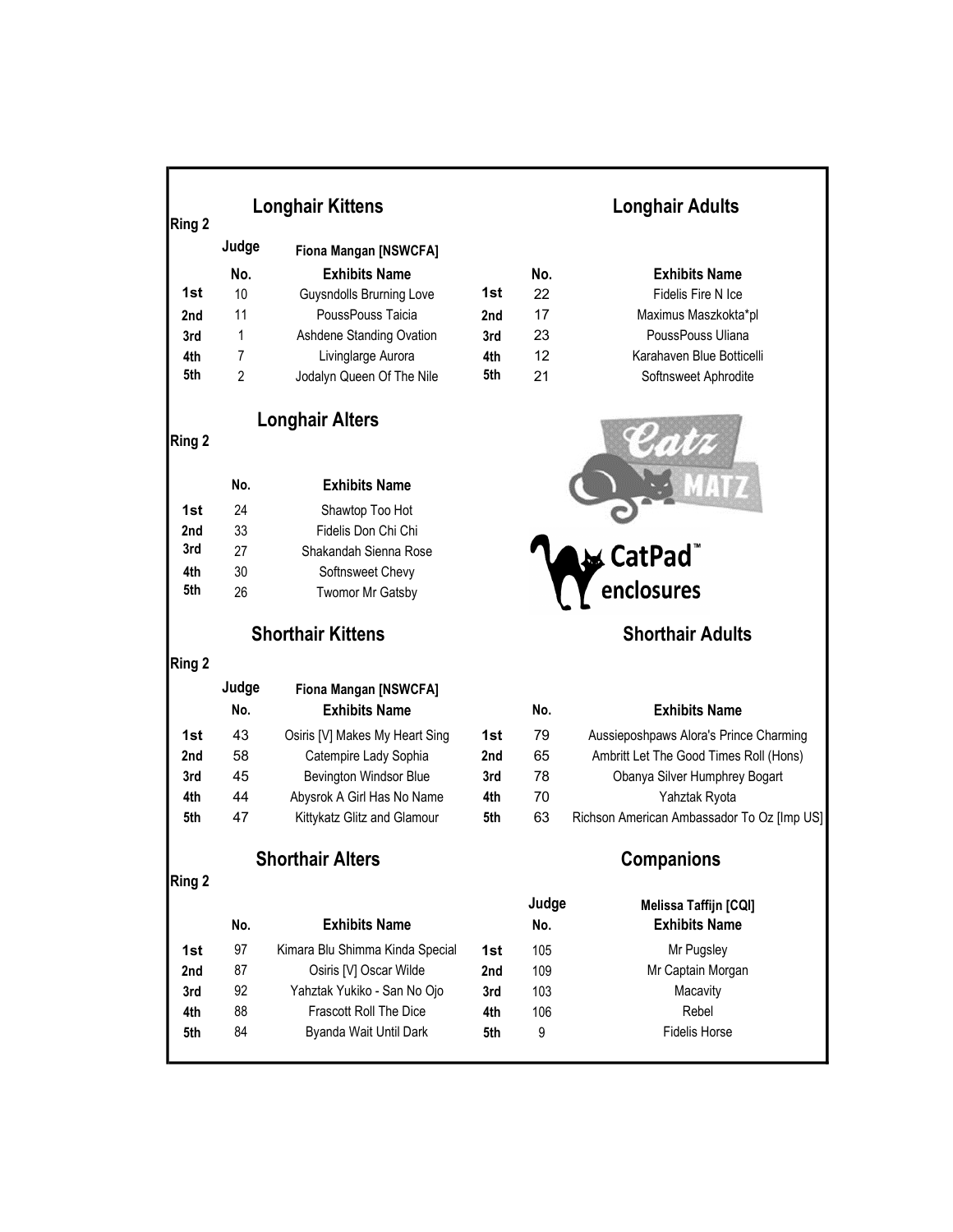## Longhair Kittens

Ring 2

Judge: Fiona Mangan [NSWCFA]

| | No. | Exhibits Name |
|---|---|---|
| 1st | 10 | Guysndolls Brurning Love |
| 2nd | 11 | PoussPouss Taicia |
| 3rd | 1 | Ashdene Standing Ovation |
| 4th | 7 | Livinglarge Aurora |
| 5th | 2 | Jodalyn Queen Of The Nile |

## Longhair Adults

| | No. | Exhibits Name |
|---|---|---|
| 1st | 22 | Fidelis Fire N Ice |
| 2nd | 17 | Maximus Maszkokta*pl |
| 3rd | 23 | PoussPouss Uliana |
| 4th | 12 | Karahaven Blue Botticelli |
| 5th | 21 | Softnsweet Aphrodite |

## Longhair Alters

Ring 2

| | No. | Exhibits Name |
|---|---|---|
| 1st | 24 | Shawtop Too Hot |
| 2nd | 33 | Fidelis Don Chi Chi |
| 3rd | 27 | Shakandah Sienna Rose |
| 4th | 30 | Softnsweet Chevy |
| 5th | 26 | Twomor Mr Gatsby |

Catz Matz

CatPad™ enclosures

## Shorthair Kittens

Ring 2

Judge: Fiona Mangan [NSWCFA]

| | No. | Exhibits Name |
|---|---|---|
| 1st | 43 | Osiris [V] Makes My Heart Sing |
| 2nd | 58 | Catempire Lady Sophia |
| 3rd | 45 | Bevington Windsor Blue |
| 4th | 44 | Abysrok A Girl Has No Name |
| 5th | 47 | Kittykatz Glitz and Glamour |

## Shorthair Adults

| | No. | Exhibits Name |
|---|---|---|
| 1st | 79 | Aussieposhpaws Alora's Prince Charming |
| 2nd | 65 | Ambritt Let The Good Times Roll (Hons) |
| 3rd | 78 | Obanya Silver Humphrey Bogart |
| 4th | 70 | Yahztak Ryota |
| 5th | 63 | Richson American Ambassador To Oz [Imp US] |

## Shorthair Alters

Ring 2

| | No. | Exhibits Name |
|---|---|---|
| 1st | 97 | Kimara Blu Shimma Kinda Special |
| 2nd | 87 | Osiris [V] Oscar Wilde |
| 3rd | 92 | Yahztak Yukiko - San No Ojo |
| 4th | 88 | Frascott Roll The Dice |
| 5th | 84 | Byanda Wait Until Dark |

## Companions

Judge: Melissa Taffijn [CQI]

| | No. | Exhibits Name |
|---|---|---|
| 1st | 105 | Mr Pugsley |
| 2nd | 109 | Mr Captain Morgan |
| 3rd | 103 | Macavity |
| 4th | 106 | Rebel |
| 5th | 9 | Fidelis Horse |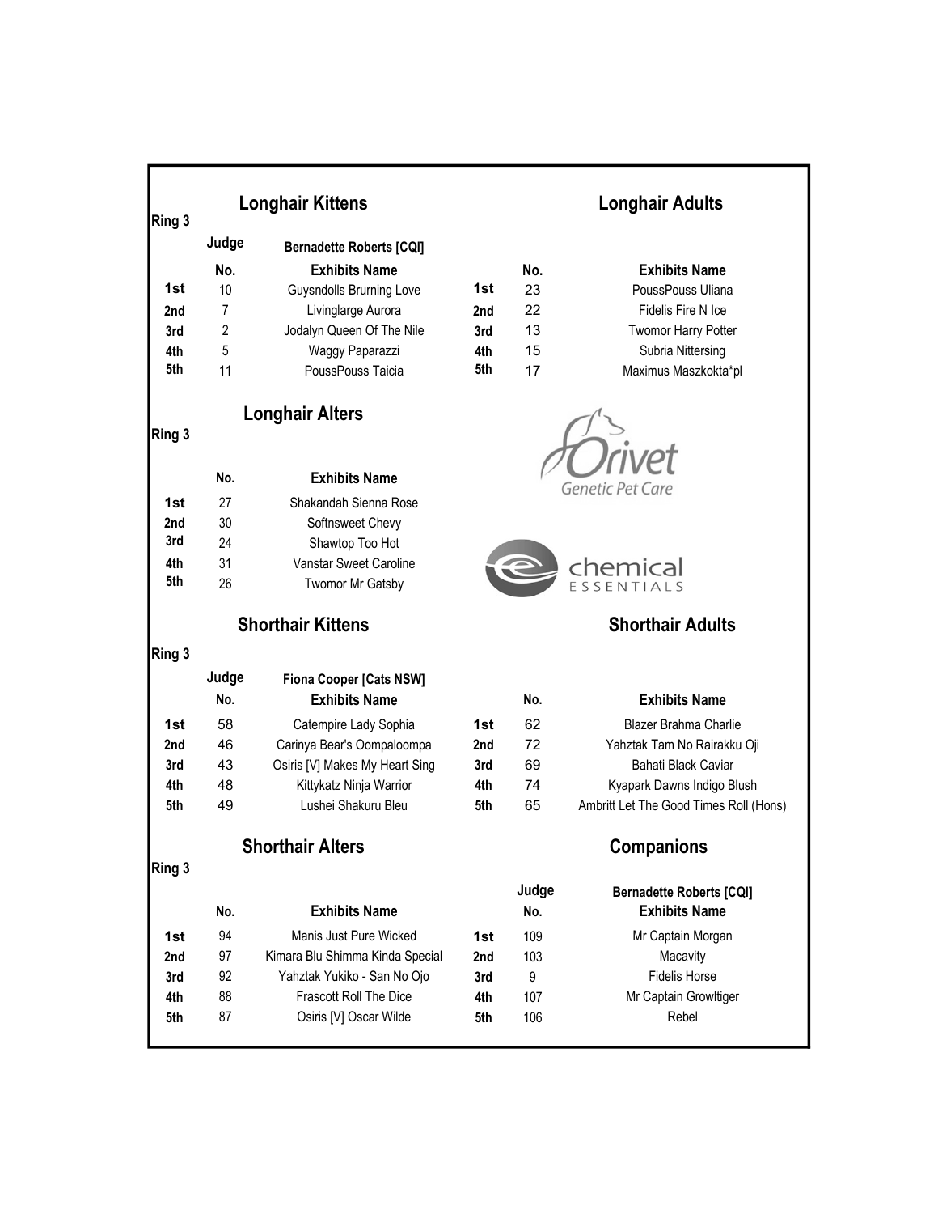## Longhair Kittens

Ring 3

Judge: **Bernadette Roberts [CQI]**

| | No. | Exhibits Name |
|---|---|---|
| 1st | 10 | Guysndolls Brurning Love |
| 2nd | 7 | Livinglarge Aurora |
| 3rd | 2 | Jodalyn Queen Of The Nile |
| 4th | 5 | Waggy Paparazzi |
| 5th | 11 | PoussPouss Taicia |

## Longhair Adults

| | No. | Exhibits Name |
|---|---|---|
| 1st | 23 | PoussPouss Uliana |
| 2nd | 22 | Fidelis Fire N Ice |
| 3rd | 13 | Twomor Harry Potter |
| 4th | 15 | Subria Nittersing |
| 5th | 17 | Maximus Maszkokta*pl |

## Longhair Alters

Ring 3

| | No. | Exhibits Name |
|---|---|---|
| 1st | 27 | Shakandah Sienna Rose |
| 2nd | 30 | Softnsweet Chevy |
| 3rd | 24 | Shawtop Too Hot |
| 4th | 31 | Vanstar Sweet Caroline |
| 5th | 26 | Twomor Mr Gatsby |

Orivet Genetic Pet Care

chemical ESSENTIALS

## Shorthair Kittens

Ring 3

Judge: **Fiona Cooper [Cats NSW]**

| | No. | Exhibits Name |
|---|---|---|
| 1st | 58 | Catempire Lady Sophia |
| 2nd | 46 | Carinya Bear's Oompaloompa |
| 3rd | 43 | Osiris [V] Makes My Heart Sing |
| 4th | 48 | Kittykatz Ninja Warrior |
| 5th | 49 | Lushei Shakuru Bleu |

## Shorthair Adults

| | No. | Exhibits Name |
|---|---|---|
| 1st | 62 | Blazer Brahma Charlie |
| 2nd | 72 | Yahztak Tam No Rairakku Oji |
| 3rd | 69 | Bahati Black Caviar |
| 4th | 74 | Kyapark Dawns Indigo Blush |
| 5th | 65 | Ambritt Let The Good Times Roll (Hons) |

## Shorthair Alters

Ring 3

| | No. | Exhibits Name |
|---|---|---|
| 1st | 94 | Manis Just Pure Wicked |
| 2nd | 97 | Kimara Blu Shimma Kinda Special |
| 3rd | 92 | Yahztak Yukiko - San No Ojo |
| 4th | 88 | Frascott Roll The Dice |
| 5th | 87 | Osiris [V] Oscar Wilde |

## Companions

Judge: **Bernadette Roberts [CQI]**

| | No. | Exhibits Name |
|---|---|---|
| 1st | 109 | Mr Captain Morgan |
| 2nd | 103 | Macavity |
| 3rd | 9 | Fidelis Horse |
| 4th | 107 | Mr Captain Growltiger |
| 5th | 106 | Rebel |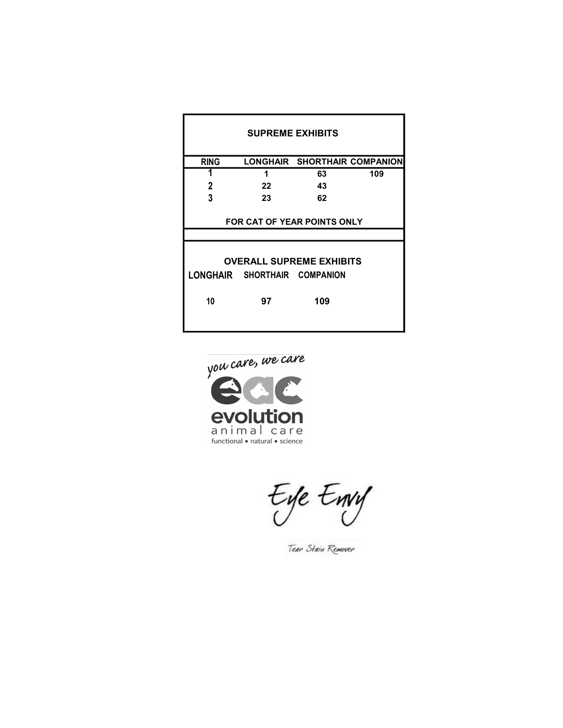## SUPREME EXHIBITS

| RING | LONGHAIR | SHORTHAIR | COMPANION |
|---|---|---|---|
| 1 | 1 | 63 | 109 |
| 2 | 22 | 43 | |
| 3 | 23 | 62 | |

FOR CAT OF YEAR POINTS ONLY

## OVERALL SUPREME EXHIBITS

| LONGHAIR | SHORTHAIR | COMPANION |
|---|---|---|
| 10 | 97 | 109 |

you care, we care

evolution animal care

functional • natural • science

Eye Envy

Tear Stain Remover